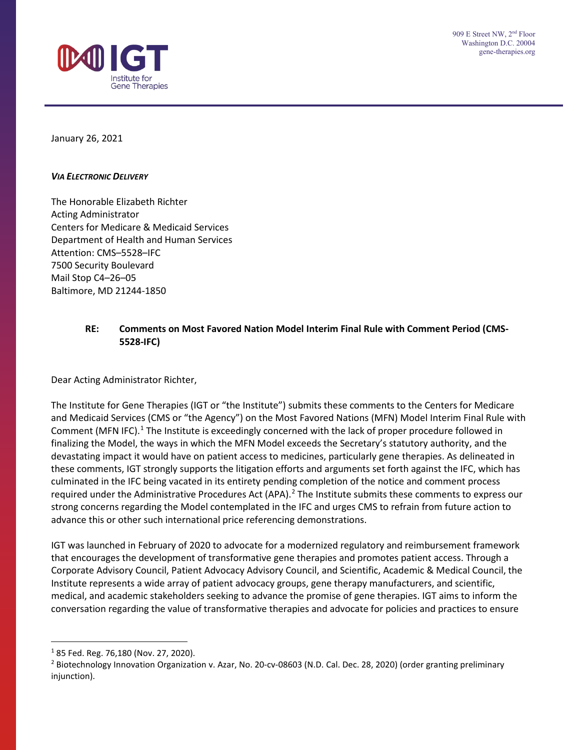IGT
Institute for Gene Therapies

909 E Street NW, 2nd Floor
Washington D.C. 20004
gene-therapies.org

January 26, 2021

***VIA ELECTRONIC DELIVERY***

The Honorable Elizabeth Richter
Acting Administrator
Centers for Medicare & Medicaid Services
Department of Health and Human Services
Attention: CMS–5528–IFC
7500 Security Boulevard
Mail Stop C4–26–05
Baltimore, MD 21244-1850

**RE: Comments on Most Favored Nation Model Interim Final Rule with Comment Period (CMS-5528-IFC)**

Dear Acting Administrator Richter,

The Institute for Gene Therapies (IGT or "the Institute") submits these comments to the Centers for Medicare and Medicaid Services (CMS or "the Agency") on the Most Favored Nations (MFN) Model Interim Final Rule with Comment (MFN IFC).[1] The Institute is exceedingly concerned with the lack of proper procedure followed in finalizing the Model, the ways in which the MFN Model exceeds the Secretary's statutory authority, and the devastating impact it would have on patient access to medicines, particularly gene therapies. As delineated in these comments, IGT strongly supports the litigation efforts and arguments set forth against the IFC, which has culminated in the IFC being vacated in its entirety pending completion of the notice and comment process required under the Administrative Procedures Act (APA).[2] The Institute submits these comments to express our strong concerns regarding the Model contemplated in the IFC and urges CMS to refrain from future action to advance this or other such international price referencing demonstrations.

IGT was launched in February of 2020 to advocate for a modernized regulatory and reimbursement framework that encourages the development of transformative gene therapies and promotes patient access. Through a Corporate Advisory Council, Patient Advocacy Advisory Council, and Scientific, Academic & Medical Council, the Institute represents a wide array of patient advocacy groups, gene therapy manufacturers, and scientific, medical, and academic stakeholders seeking to advance the promise of gene therapies. IGT aims to inform the conversation regarding the value of transformative therapies and advocate for policies and practices to ensure

---

[1] 85 Fed. Reg. 76,180 (Nov. 27, 2020).

[2] Biotechnology Innovation Organization v. Azar, No. 20-cv-08603 (N.D. Cal. Dec. 28, 2020) (order granting preliminary injunction).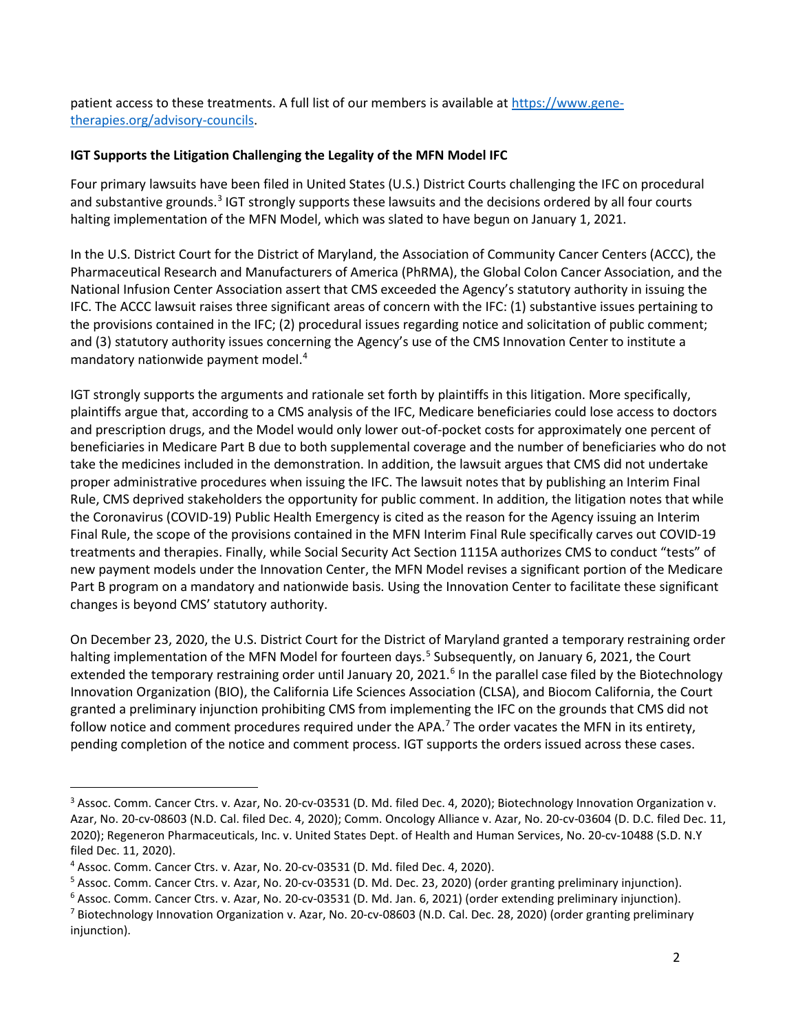patient access to these treatments. A full list of our members is available at [https://www.gene-therapies.org/advisory-councils](https://www.gene-therapies.org/advisory-councils).

**IGT Supports the Litigation Challenging the Legality of the MFN Model IFC**

Four primary lawsuits have been filed in United States (U.S.) District Courts challenging the IFC on procedural and substantive grounds.[3] IGT strongly supports these lawsuits and the decisions ordered by all four courts halting implementation of the MFN Model, which was slated to have begun on January 1, 2021.

In the U.S. District Court for the District of Maryland, the Association of Community Cancer Centers (ACCC), the Pharmaceutical Research and Manufacturers of America (PhRMA), the Global Colon Cancer Association, and the National Infusion Center Association assert that CMS exceeded the Agency's statutory authority in issuing the IFC. The ACCC lawsuit raises three significant areas of concern with the IFC: (1) substantive issues pertaining to the provisions contained in the IFC; (2) procedural issues regarding notice and solicitation of public comment; and (3) statutory authority issues concerning the Agency's use of the CMS Innovation Center to institute a mandatory nationwide payment model.[4]

IGT strongly supports the arguments and rationale set forth by plaintiffs in this litigation. More specifically, plaintiffs argue that, according to a CMS analysis of the IFC, Medicare beneficiaries could lose access to doctors and prescription drugs, and the Model would only lower out-of-pocket costs for approximately one percent of beneficiaries in Medicare Part B due to both supplemental coverage and the number of beneficiaries who do not take the medicines included in the demonstration. In addition, the lawsuit argues that CMS did not undertake proper administrative procedures when issuing the IFC. The lawsuit notes that by publishing an Interim Final Rule, CMS deprived stakeholders the opportunity for public comment. In addition, the litigation notes that while the Coronavirus (COVID-19) Public Health Emergency is cited as the reason for the Agency issuing an Interim Final Rule, the scope of the provisions contained in the MFN Interim Final Rule specifically carves out COVID-19 treatments and therapies. Finally, while Social Security Act Section 1115A authorizes CMS to conduct "tests" of new payment models under the Innovation Center, the MFN Model revises a significant portion of the Medicare Part B program on a mandatory and nationwide basis. Using the Innovation Center to facilitate these significant changes is beyond CMS' statutory authority.

On December 23, 2020, the U.S. District Court for the District of Maryland granted a temporary restraining order halting implementation of the MFN Model for fourteen days.[5] Subsequently, on January 6, 2021, the Court extended the temporary restraining order until January 20, 2021.[6] In the parallel case filed by the Biotechnology Innovation Organization (BIO), the California Life Sciences Association (CLSA), and Biocom California, the Court granted a preliminary injunction prohibiting CMS from implementing the IFC on the grounds that CMS did not follow notice and comment procedures required under the APA.[7] The order vacates the MFN in its entirety, pending completion of the notice and comment process. IGT supports the orders issued across these cases.

---

[3] Assoc. Comm. Cancer Ctrs. v. Azar, No. 20-cv-03531 (D. Md. filed Dec. 4, 2020); Biotechnology Innovation Organization v. Azar, No. 20-cv-08603 (N.D. Cal. filed Dec. 4, 2020); Comm. Oncology Alliance v. Azar, No. 20-cv-03604 (D. D.C. filed Dec. 11, 2020); Regeneron Pharmaceuticals, Inc. v. United States Dept. of Health and Human Services, No. 20-cv-10488 (S.D. N.Y filed Dec. 11, 2020).

[4] Assoc. Comm. Cancer Ctrs. v. Azar, No. 20-cv-03531 (D. Md. filed Dec. 4, 2020).

[5] Assoc. Comm. Cancer Ctrs. v. Azar, No. 20-cv-03531 (D. Md. Dec. 23, 2020) (order granting preliminary injunction).

[6] Assoc. Comm. Cancer Ctrs. v. Azar, No. 20-cv-03531 (D. Md. Jan. 6, 2021) (order extending preliminary injunction).

[7] Biotechnology Innovation Organization v. Azar, No. 20-cv-08603 (N.D. Cal. Dec. 28, 2020) (order granting preliminary injunction).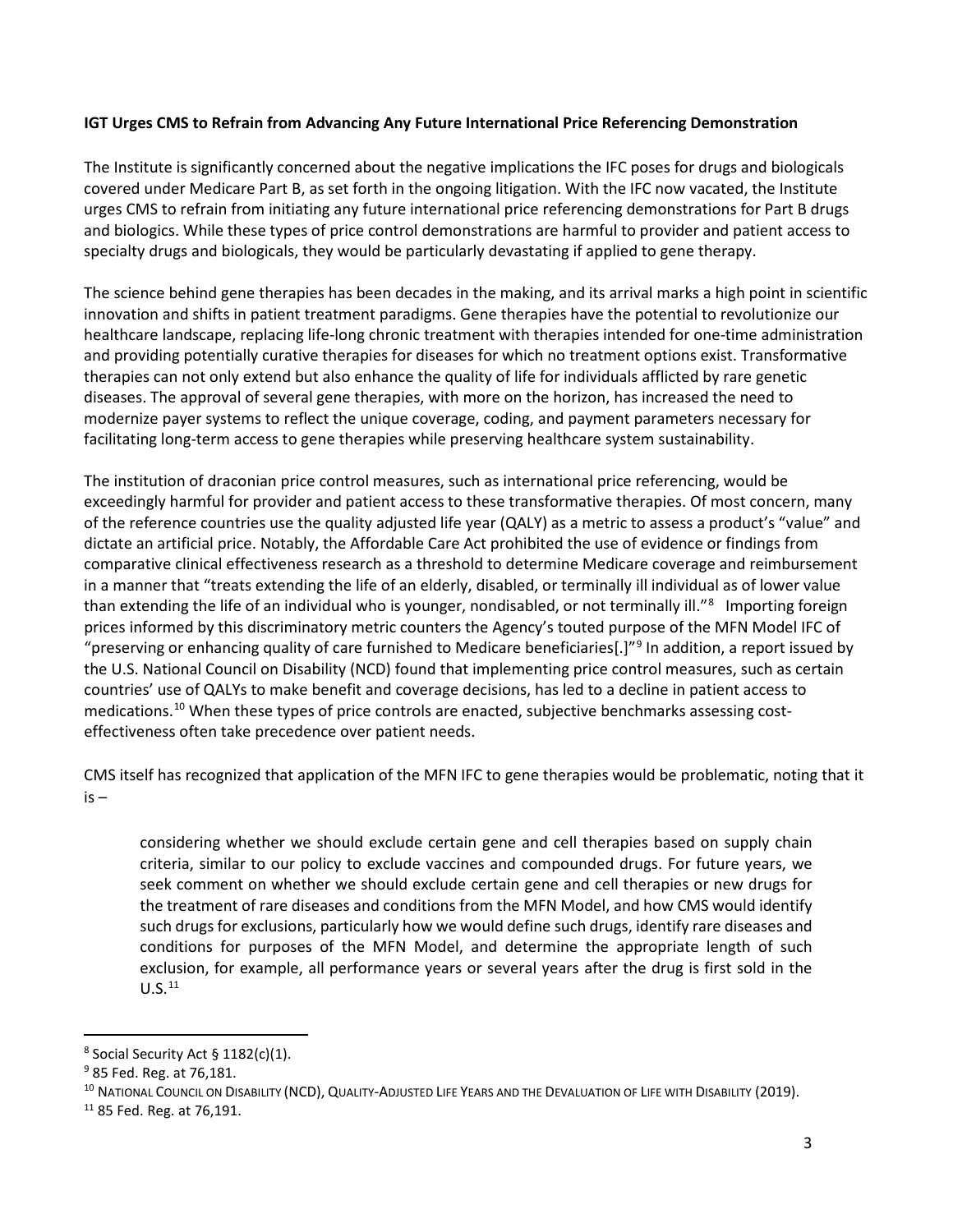**IGT Urges CMS to Refrain from Advancing Any Future International Price Referencing Demonstration**

The Institute is significantly concerned about the negative implications the IFC poses for drugs and biologicals covered under Medicare Part B, as set forth in the ongoing litigation. With the IFC now vacated, the Institute urges CMS to refrain from initiating any future international price referencing demonstrations for Part B drugs and biologics. While these types of price control demonstrations are harmful to provider and patient access to specialty drugs and biologicals, they would be particularly devastating if applied to gene therapy.

The science behind gene therapies has been decades in the making, and its arrival marks a high point in scientific innovation and shifts in patient treatment paradigms. Gene therapies have the potential to revolutionize our healthcare landscape, replacing life-long chronic treatment with therapies intended for one-time administration and providing potentially curative therapies for diseases for which no treatment options exist. Transformative therapies can not only extend but also enhance the quality of life for individuals afflicted by rare genetic diseases. The approval of several gene therapies, with more on the horizon, has increased the need to modernize payer systems to reflect the unique coverage, coding, and payment parameters necessary for facilitating long-term access to gene therapies while preserving healthcare system sustainability.

The institution of draconian price control measures, such as international price referencing, would be exceedingly harmful for provider and patient access to these transformative therapies. Of most concern, many of the reference countries use the quality adjusted life year (QALY) as a metric to assess a product's "value" and dictate an artificial price. Notably, the Affordable Care Act prohibited the use of evidence or findings from comparative clinical effectiveness research as a threshold to determine Medicare coverage and reimbursement in a manner that "treats extending the life of an elderly, disabled, or terminally ill individual as of lower value than extending the life of an individual who is younger, nondisabled, or not terminally ill."[8] Importing foreign prices informed by this discriminatory metric counters the Agency's touted purpose of the MFN Model IFC of "preserving or enhancing quality of care furnished to Medicare beneficiaries[.]"[9] In addition, a report issued by the U.S. National Council on Disability (NCD) found that implementing price control measures, such as certain countries' use of QALYs to make benefit and coverage decisions, has led to a decline in patient access to medications.[10] When these types of price controls are enacted, subjective benchmarks assessing cost-effectiveness often take precedence over patient needs.

CMS itself has recognized that application of the MFN IFC to gene therapies would be problematic, noting that it is –

> considering whether we should exclude certain gene and cell therapies based on supply chain criteria, similar to our policy to exclude vaccines and compounded drugs. For future years, we seek comment on whether we should exclude certain gene and cell therapies or new drugs for the treatment of rare diseases and conditions from the MFN Model, and how CMS would identify such drugs for exclusions, particularly how we would define such drugs, identify rare diseases and conditions for purposes of the MFN Model, and determine the appropriate length of such exclusion, for example, all performance years or several years after the drug is first sold in the U.S.[11]

---

[8] Social Security Act § 1182(c)(1).

[9] 85 Fed. Reg. at 76,181.

[10] National Council on Disability (NCD), Quality-Adjusted Life Years and the Devaluation of Life with Disability (2019).

[11] 85 Fed. Reg. at 76,191.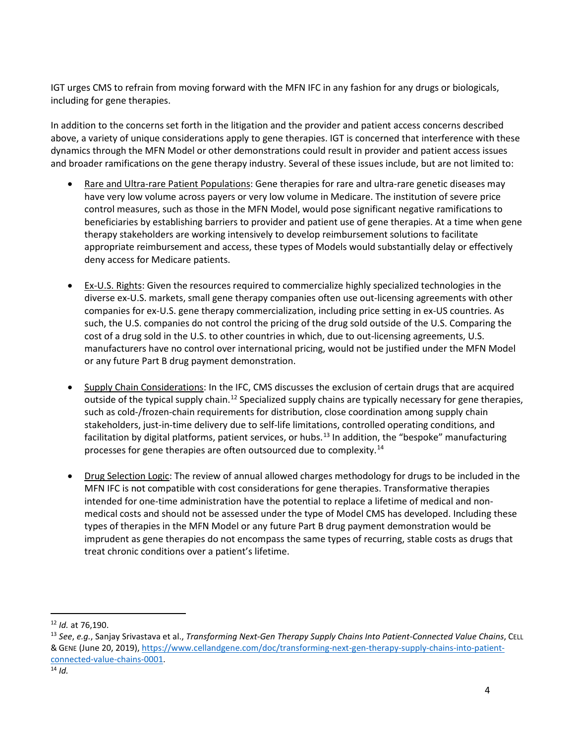IGT urges CMS to refrain from moving forward with the MFN IFC in any fashion for any drugs or biologicals, including for gene therapies.

In addition to the concerns set forth in the litigation and the provider and patient access concerns described above, a variety of unique considerations apply to gene therapies. IGT is concerned that interference with these dynamics through the MFN Model or other demonstrations could result in provider and patient access issues and broader ramifications on the gene therapy industry. Several of these issues include, but are not limited to:

- Rare and Ultra-rare Patient Populations: Gene therapies for rare and ultra-rare genetic diseases may have very low volume across payers or very low volume in Medicare. The institution of severe price control measures, such as those in the MFN Model, would pose significant negative ramifications to beneficiaries by establishing barriers to provider and patient use of gene therapies. At a time when gene therapy stakeholders are working intensively to develop reimbursement solutions to facilitate appropriate reimbursement and access, these types of Models would substantially delay or effectively deny access for Medicare patients.

- Ex-U.S. Rights: Given the resources required to commercialize highly specialized technologies in the diverse ex-U.S. markets, small gene therapy companies often use out-licensing agreements with other companies for ex-U.S. gene therapy commercialization, including price setting in ex-US countries. As such, the U.S. companies do not control the pricing of the drug sold outside of the U.S. Comparing the cost of a drug sold in the U.S. to other countries in which, due to out-licensing agreements, U.S. manufacturers have no control over international pricing, would not be justified under the MFN Model or any future Part B drug payment demonstration.

- Supply Chain Considerations: In the IFC, CMS discusses the exclusion of certain drugs that are acquired outside of the typical supply chain.[12] Specialized supply chains are typically necessary for gene therapies, such as cold-/frozen-chain requirements for distribution, close coordination among supply chain stakeholders, just-in-time delivery due to self-life limitations, controlled operating conditions, and facilitation by digital platforms, patient services, or hubs.[13] In addition, the "bespoke" manufacturing processes for gene therapies are often outsourced due to complexity.[14]

- Drug Selection Logic: The review of annual allowed charges methodology for drugs to be included in the MFN IFC is not compatible with cost considerations for gene therapies. Transformative therapies intended for one-time administration have the potential to replace a lifetime of medical and non-medical costs and should not be assessed under the type of Model CMS has developed. Including these types of therapies in the MFN Model or any future Part B drug payment demonstration would be imprudent as gene therapies do not encompass the same types of recurring, stable costs as drugs that treat chronic conditions over a patient's lifetime.

---

[12] *Id.* at 76,190.

[13] *See*, *e.g.*, Sanjay Srivastava et al., *Transforming Next-Gen Therapy Supply Chains Into Patient-Connected Value Chains*, CELL & GENE (June 20, 2019), https://www.cellandgene.com/doc/transforming-next-gen-therapy-supply-chains-into-patient-connected-value-chains-0001.

[14] *Id.*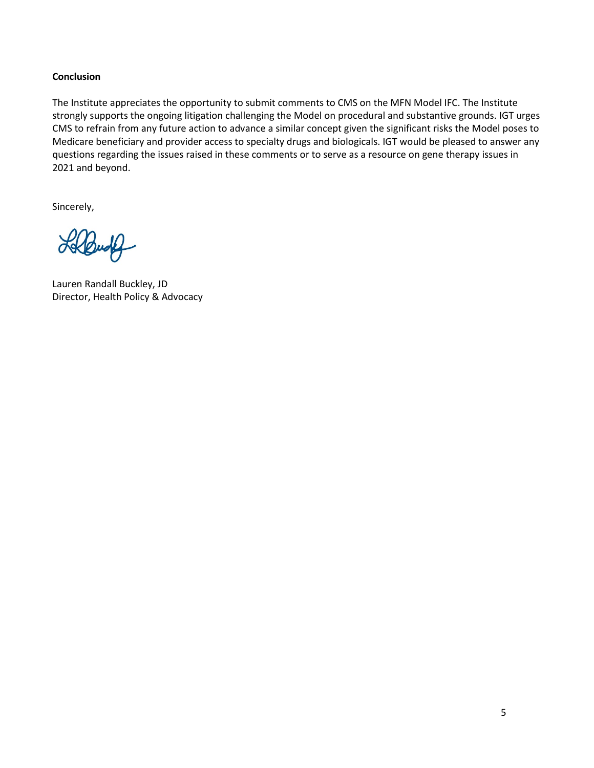**Conclusion**

The Institute appreciates the opportunity to submit comments to CMS on the MFN Model IFC. The Institute strongly supports the ongoing litigation challenging the Model on procedural and substantive grounds. IGT urges CMS to refrain from any future action to advance a similar concept given the significant risks the Model poses to Medicare beneficiary and provider access to specialty drugs and biologicals. IGT would be pleased to answer any questions regarding the issues raised in these comments or to serve as a resource on gene therapy issues in 2021 and beyond.

Sincerely,

Lauren Randall Buckley, JD
Director, Health Policy & Advocacy